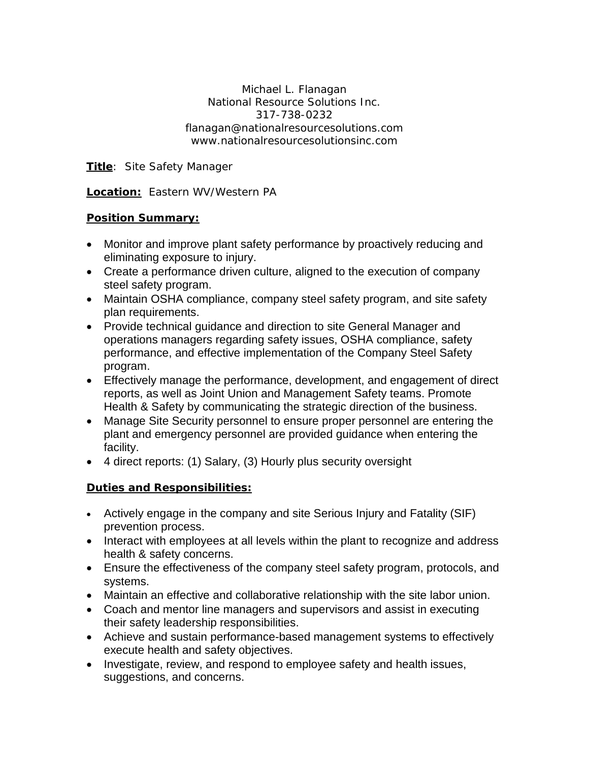Michael L. Flanagan
National Resource Solutions Inc.
317-738-0232
flanagan@nationalresourcesolutions.com
www.nationalresourcesolutionsinc.com

**Title**: Site Safety Manager

**Location:** Eastern WV/Western PA

**Position Summary:**

- Monitor and improve plant safety performance by proactively reducing and eliminating exposure to injury.
- Create a performance driven culture, aligned to the execution of company steel safety program.
- Maintain OSHA compliance, company steel safety program, and site safety plan requirements.
- Provide technical guidance and direction to site General Manager and operations managers regarding safety issues, OSHA compliance, safety performance, and effective implementation of the Company Steel Safety program.
- Effectively manage the performance, development, and engagement of direct reports, as well as Joint Union and Management Safety teams. Promote Health & Safety by communicating the strategic direction of the business.
- Manage Site Security personnel to ensure proper personnel are entering the plant and emergency personnel are provided guidance when entering the facility.
- 4 direct reports: (1) Salary, (3) Hourly plus security oversight

**Duties and Responsibilities:**

- Actively engage in the company and site Serious Injury and Fatality (SIF) prevention process.
- Interact with employees at all levels within the plant to recognize and address health & safety concerns.
- Ensure the effectiveness of the company steel safety program, protocols, and systems.
- Maintain an effective and collaborative relationship with the site labor union.
- Coach and mentor line managers and supervisors and assist in executing their safety leadership responsibilities.
- Achieve and sustain performance-based management systems to effectively execute health and safety objectives.
- Investigate, review, and respond to employee safety and health issues, suggestions, and concerns.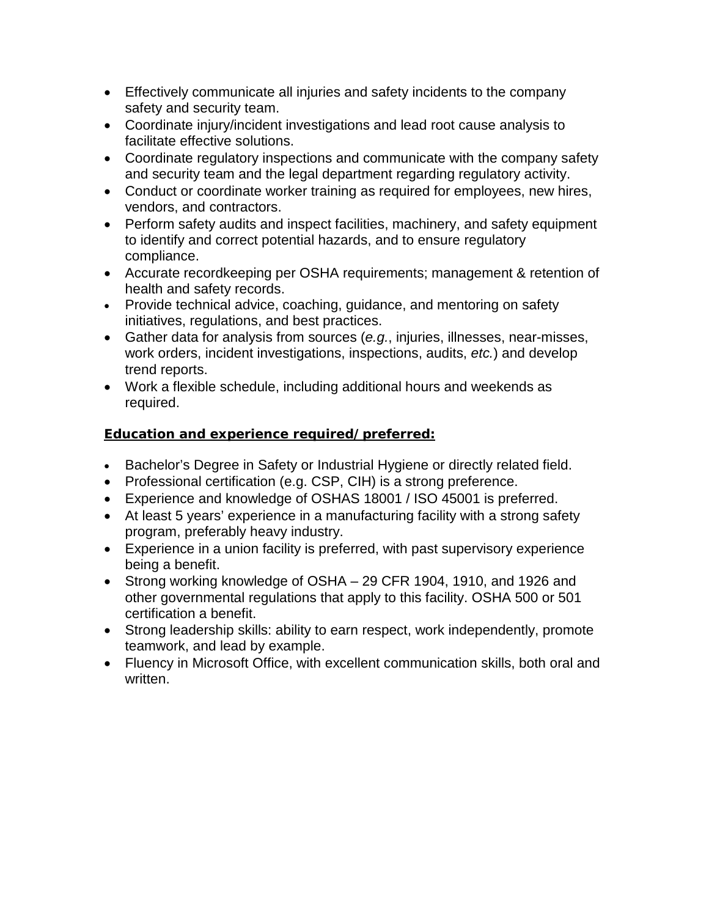- Effectively communicate all injuries and safety incidents to the company safety and security team.
- Coordinate injury/incident investigations and lead root cause analysis to facilitate effective solutions.
- Coordinate regulatory inspections and communicate with the company safety and security team and the legal department regarding regulatory activity.
- Conduct or coordinate worker training as required for employees, new hires, vendors, and contractors.
- Perform safety audits and inspect facilities, machinery, and safety equipment to identify and correct potential hazards, and to ensure regulatory compliance.
- Accurate recordkeeping per OSHA requirements; management & retention of health and safety records.
- Provide technical advice, coaching, guidance, and mentoring on safety initiatives, regulations, and best practices.
- Gather data for analysis from sources (*e.g.*, injuries, illnesses, near-misses, work orders, incident investigations, inspections, audits, *etc.*) and develop trend reports.
- Work a flexible schedule, including additional hours and weekends as required.

**Education and experience required/preferred:**

- Bachelor's Degree in Safety or Industrial Hygiene or directly related field.
- Professional certification (e.g. CSP, CIH) is a strong preference.
- Experience and knowledge of OSHAS 18001 / ISO 45001 is preferred.
- At least 5 years' experience in a manufacturing facility with a strong safety program, preferably heavy industry.
- Experience in a union facility is preferred, with past supervisory experience being a benefit.
- Strong working knowledge of OSHA – 29 CFR 1904, 1910, and 1926 and other governmental regulations that apply to this facility. OSHA 500 or 501 certification a benefit.
- Strong leadership skills: ability to earn respect, work independently, promote teamwork, and lead by example.
- Fluency in Microsoft Office, with excellent communication skills, both oral and written.